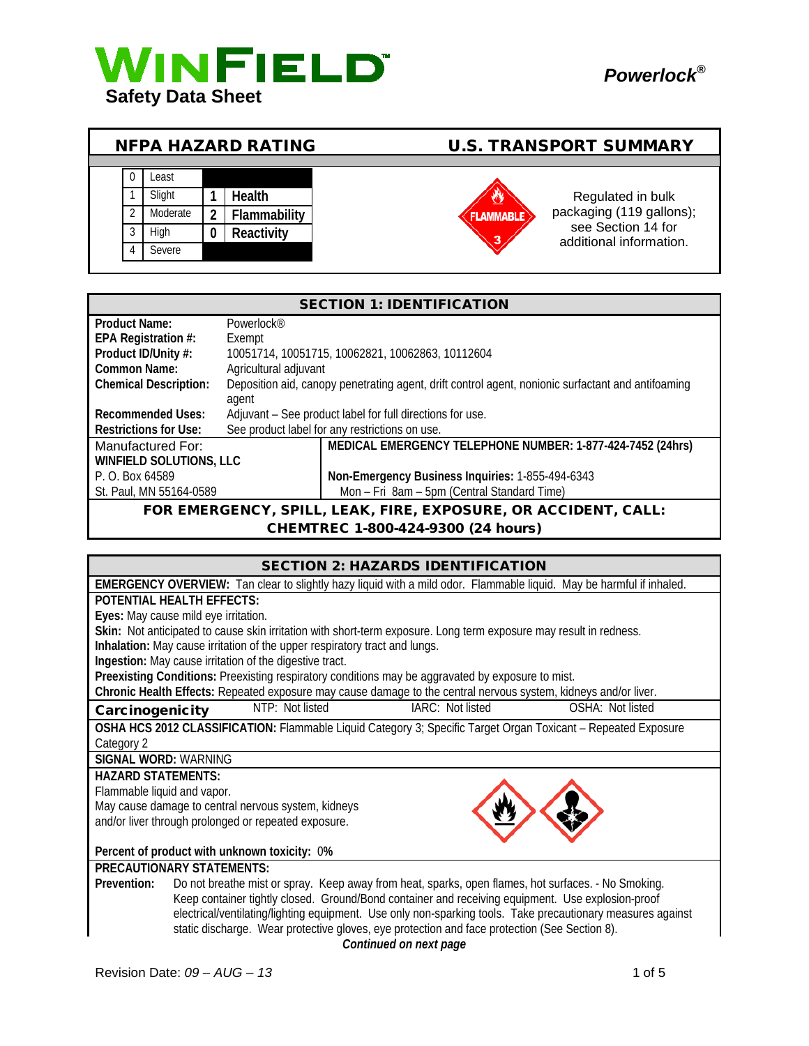# WINFIELD

**Safety Data Sheet**

***Powerlock®***

## NFPA HAZARD RATING

| | | | |
|---|---|---|---|
| 0 | Least | | |
| 1 | Slight | 1 | Health |
| 2 | Moderate | 2 | Flammability |
| 3 | High | 0 | Reactivity |
| 4 | Severe | | |

## U.S. TRANSPORT SUMMARY

FLAMMABLE 3

Regulated in bulk packaging (119 gallons); see Section 14 for additional information.

## SECTION 1: IDENTIFICATION

**Product Name:** Powerlock®
**EPA Registration #:** Exempt
**Product ID/Unity #:** 10051714, 10051715, 10062821, 10062863, 10112604
**Common Name:** Agricultural adjuvant
**Chemical Description:** Deposition aid, canopy penetrating agent, drift control agent, nonionic surfactant and antifoaming agent
**Recommended Uses:** Adjuvant – See product label for full directions for use.
**Restrictions for Use:** See product label for any restrictions on use.

Manufactured For:
**WINFIELD SOLUTIONS, LLC**
P. O. Box 64589
St. Paul, MN 55164-0589

**MEDICAL EMERGENCY TELEPHONE NUMBER: 1-877-424-7452 (24hrs)**

**Non-Emergency Business Inquiries:** 1-855-494-6343
Mon – Fri 8am – 5pm (Central Standard Time)

**FOR EMERGENCY, SPILL, LEAK, FIRE, EXPOSURE, OR ACCIDENT, CALL: CHEMTREC 1-800-424-9300 (24 hours)**

## SECTION 2: HAZARDS IDENTIFICATION

**EMERGENCY OVERVIEW:** Tan clear to slightly hazy liquid with a mild odor. Flammable liquid. May be harmful if inhaled.

**POTENTIAL HEALTH EFFECTS:**
**Eyes:** May cause mild eye irritation.
**Skin:** Not anticipated to cause skin irritation with short-term exposure. Long term exposure may result in redness.
**Inhalation:** May cause irritation of the upper respiratory tract and lungs.
**Ingestion:** May cause irritation of the digestive tract.
**Preexisting Conditions:** Preexisting respiratory conditions may be aggravated by exposure to mist.
**Chronic Health Effects:** Repeated exposure may cause damage to the central nervous system, kidneys and/or liver.

| **Carcinogenicity** | NTP: Not listed | IARC: Not listed | OSHA: Not listed |
|---|---|---|---|

**OSHA HCS 2012 CLASSIFICATION:** Flammable Liquid Category 3; Specific Target Organ Toxicant – Repeated Exposure Category 2

**SIGNAL WORD:** WARNING

**HAZARD STATEMENTS:**
Flammable liquid and vapor.
May cause damage to central nervous system, kidneys and/or liver through prolonged or repeated exposure.

**Percent of product with unknown toxicity:** 0%

**PRECAUTIONARY STATEMENTS:**
**Prevention:** Do not breathe mist or spray. Keep away from heat, sparks, open flames, hot surfaces. - No Smoking. Keep container tightly closed. Ground/Bond container and receiving equipment. Use explosion-proof electrical/ventilating/lighting equipment. Use only non-sparking tools. Take precautionary measures against static discharge. Wear protective gloves, eye protection and face protection (See Section 8).

***Continued on next page***

Revision Date: *09 – AUG – 13*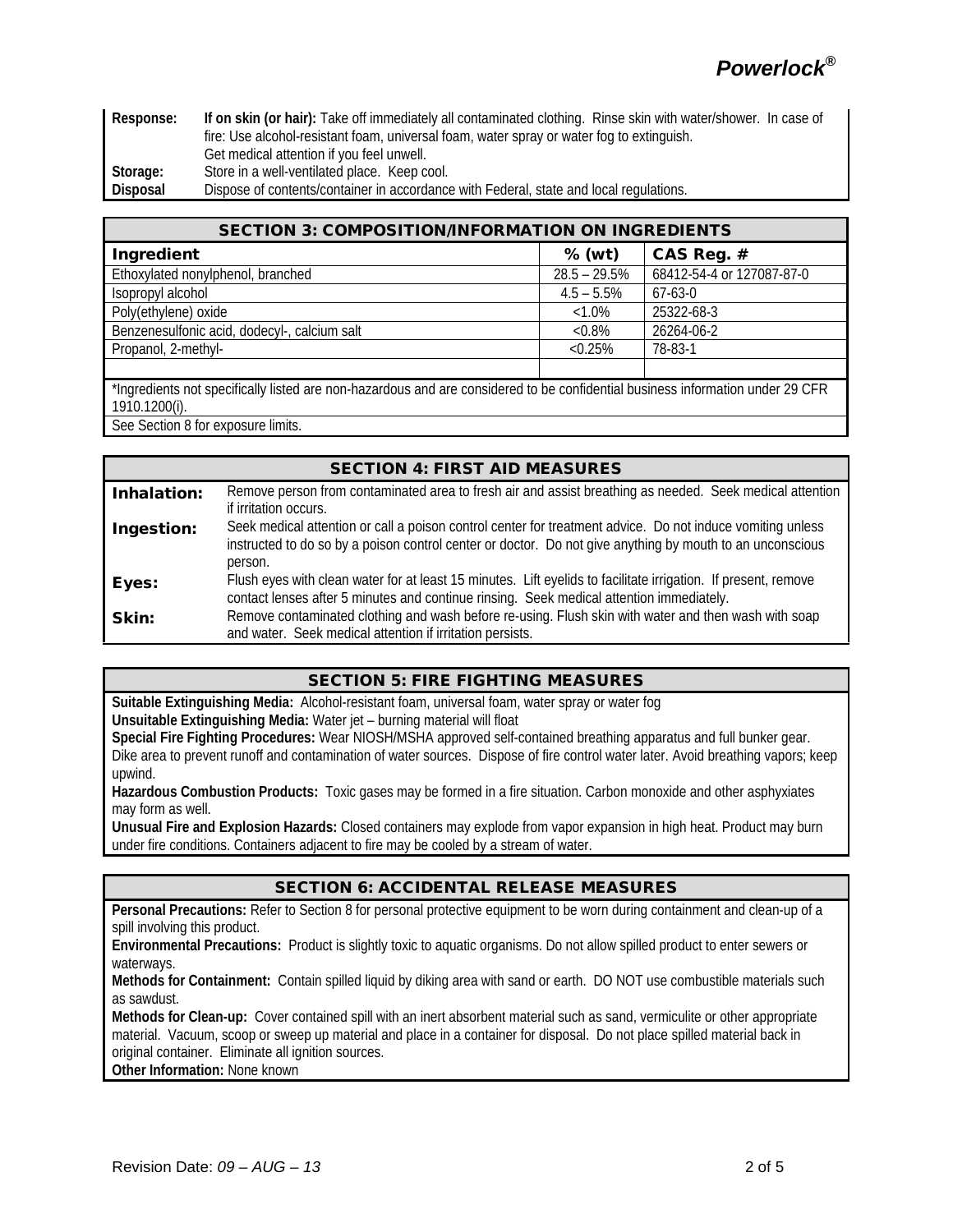| | |
|---|---|
| **Response:** | **If on skin (or hair):** Take off immediately all contaminated clothing. Rinse skin with water/shower. In case of fire: Use alcohol-resistant foam, universal foam, water spray or water fog to extinguish. Get medical attention if you feel unwell. |
| **Storage:** | Store in a well-ventilated place. Keep cool. |
| **Disposal** | Dispose of contents/container in accordance with Federal, state and local regulations. |

## SECTION 3: COMPOSITION/INFORMATION ON INGREDIENTS

| Ingredient | % (wt) | CAS Reg. # |
|---|---|---|
| Ethoxylated nonylphenol, branched | 28.5 – 29.5% | 68412-54-4 or 127087-87-0 |
| Isopropyl alcohol | 4.5 – 5.5% | 67-63-0 |
| Poly(ethylene) oxide | <1.0% | 25322-68-3 |
| Benzenesulfonic acid, dodecyl-, calcium salt | <0.8% | 26264-06-2 |
| Propanol, 2-methyl- | <0.25% | 78-83-1 |
| | | |

*Ingredients not specifically listed are non-hazardous and are considered to be confidential business information under 29 CFR 1910.1200(i).

See Section 8 for exposure limits.

## SECTION 4: FIRST AID MEASURES

| | |
|---|---|
| **Inhalation:** | Remove person from contaminated area to fresh air and assist breathing as needed. Seek medical attention if irritation occurs. |
| **Ingestion:** | Seek medical attention or call a poison control center for treatment advice. Do not induce vomiting unless instructed to do so by a poison control center or doctor. Do not give anything by mouth to an unconscious person. |
| **Eyes:** | Flush eyes with clean water for at least 15 minutes. Lift eyelids to facilitate irrigation. If present, remove contact lenses after 5 minutes and continue rinsing. Seek medical attention immediately. |
| **Skin:** | Remove contaminated clothing and wash before re-using. Flush skin with water and then wash with soap and water. Seek medical attention if irritation persists. |

## SECTION 5: FIRE FIGHTING MEASURES

**Suitable Extinguishing Media:** Alcohol-resistant foam, universal foam, water spray or water fog

**Unsuitable Extinguishing Media:** Water jet – burning material will float

**Special Fire Fighting Procedures:** Wear NIOSH/MSHA approved self-contained breathing apparatus and full bunker gear. Dike area to prevent runoff and contamination of water sources. Dispose of fire control water later. Avoid breathing vapors; keep upwind.

**Hazardous Combustion Products:** Toxic gases may be formed in a fire situation. Carbon monoxide and other asphyxiates may form as well.

**Unusual Fire and Explosion Hazards:** Closed containers may explode from vapor expansion in high heat. Product may burn under fire conditions. Containers adjacent to fire may be cooled by a stream of water.

## SECTION 6: ACCIDENTAL RELEASE MEASURES

**Personal Precautions:** Refer to Section 8 for personal protective equipment to be worn during containment and clean-up of a spill involving this product.

**Environmental Precautions:** Product is slightly toxic to aquatic organisms. Do not allow spilled product to enter sewers or waterways.

**Methods for Containment:** Contain spilled liquid by diking area with sand or earth. DO NOT use combustible materials such as sawdust.

**Methods for Clean-up:** Cover contained spill with an inert absorbent material such as sand, vermiculite or other appropriate material. Vacuum, scoop or sweep up material and place in a container for disposal. Do not place spilled material back in original container. Eliminate all ignition sources.

**Other Information:** None known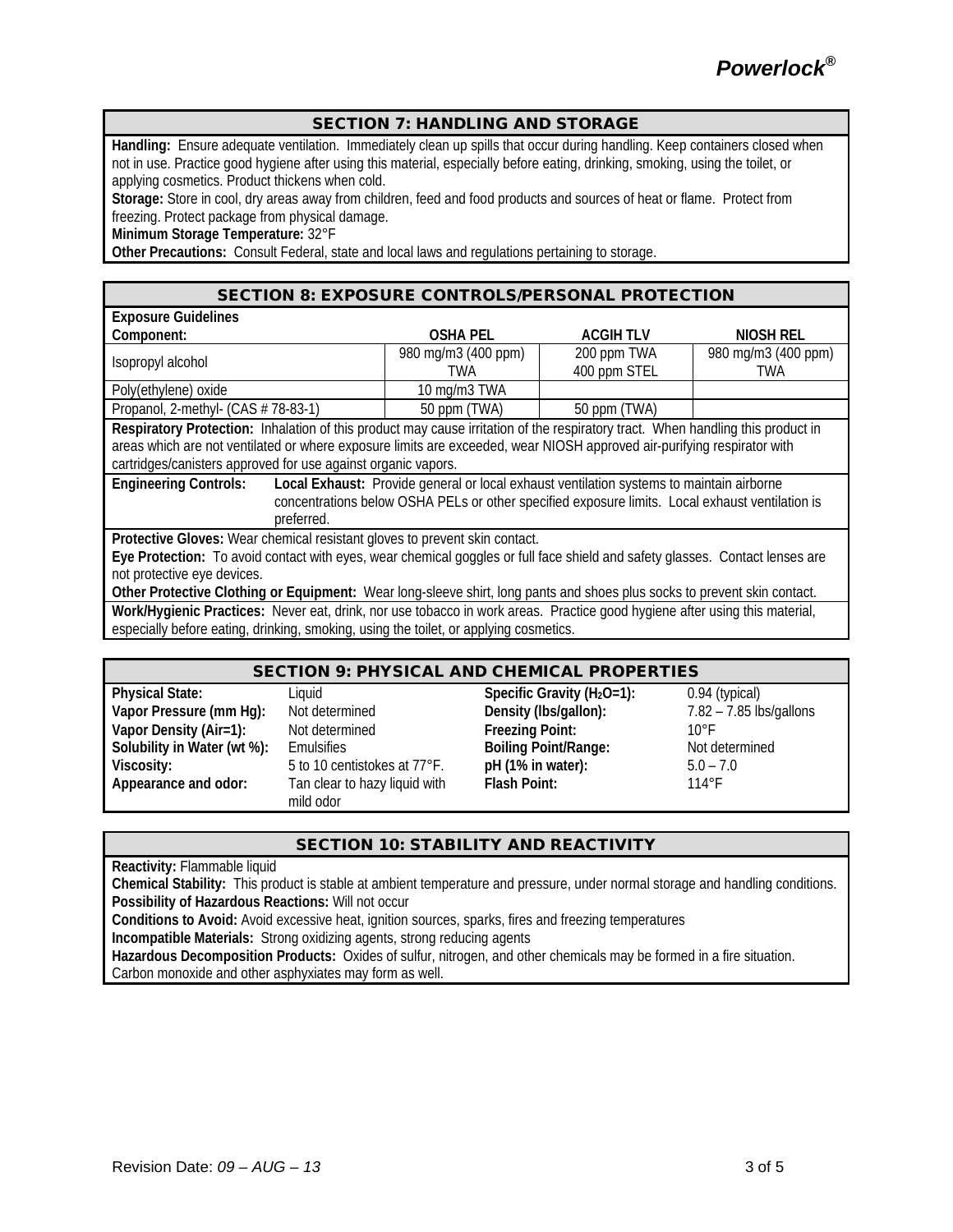## SECTION 7: HANDLING AND STORAGE

**Handling:** Ensure adequate ventilation. Immediately clean up spills that occur during handling. Keep containers closed when not in use. Practice good hygiene after using this material, especially before eating, drinking, smoking, using the toilet, or applying cosmetics. Product thickens when cold.

**Storage:** Store in cool, dry areas away from children, feed and food products and sources of heat or flame. Protect from freezing. Protect package from physical damage.

**Minimum Storage Temperature:** 32°F

**Other Precautions:** Consult Federal, state and local laws and regulations pertaining to storage.

## SECTION 8: EXPOSURE CONTROLS/PERSONAL PROTECTION

**Exposure Guidelines**

| Component: | OSHA PEL | ACGIH TLV | NIOSH REL |
|---|---|---|---|
| Isopropyl alcohol | 980 mg/m3 (400 ppm) TWA | 200 ppm TWA 400 ppm STEL | 980 mg/m3 (400 ppm) TWA |
| Poly(ethylene) oxide | 10 mg/m3 TWA | | |
| Propanol, 2-methyl- (CAS # 78-83-1) | 50 ppm (TWA) | 50 ppm (TWA) | |

**Respiratory Protection:** Inhalation of this product may cause irritation of the respiratory tract. When handling this product in areas which are not ventilated or where exposure limits are exceeded, wear NIOSH approved air-purifying respirator with cartridges/canisters approved for use against organic vapors.

**Engineering Controls:** **Local Exhaust:** Provide general or local exhaust ventilation systems to maintain airborne concentrations below OSHA PELs or other specified exposure limits. Local exhaust ventilation is preferred.

**Protective Gloves:** Wear chemical resistant gloves to prevent skin contact.

**Eye Protection:** To avoid contact with eyes, wear chemical goggles or full face shield and safety glasses. Contact lenses are not protective eye devices.

**Other Protective Clothing or Equipment:** Wear long-sleeve shirt, long pants and shoes plus socks to prevent skin contact.

**Work/Hygienic Practices:** Never eat, drink, nor use tobacco in work areas. Practice good hygiene after using this material, especially before eating, drinking, smoking, using the toilet, or applying cosmetics.

## SECTION 9: PHYSICAL AND CHEMICAL PROPERTIES

| | | | |
|---|---|---|---|
| **Physical State:** | Liquid | **Specific Gravity ($H_2O$=1):** | 0.94 (typical) |
| **Vapor Pressure (mm Hg):** | Not determined | **Density (lbs/gallon):** | 7.82 – 7.85 lbs/gallons |
| **Vapor Density (Air=1):** | Not determined | **Freezing Point:** | 10°F |
| **Solubility in Water (wt %):** | Emulsifies | **Boiling Point/Range:** | Not determined |
| **Viscosity:** | 5 to 10 centistokes at 77°F. | **pH (1% in water):** | 5.0 – 7.0 |
| **Appearance and odor:** | Tan clear to hazy liquid with mild odor | **Flash Point:** | 114°F |

## SECTION 10: STABILITY AND REACTIVITY

**Reactivity:** Flammable liquid

**Chemical Stability:** This product is stable at ambient temperature and pressure, under normal storage and handling conditions.

**Possibility of Hazardous Reactions:** Will not occur

**Conditions to Avoid:** Avoid excessive heat, ignition sources, sparks, fires and freezing temperatures

**Incompatible Materials:** Strong oxidizing agents, strong reducing agents

**Hazardous Decomposition Products:** Oxides of sulfur, nitrogen, and other chemicals may be formed in a fire situation. Carbon monoxide and other asphyxiates may form as well.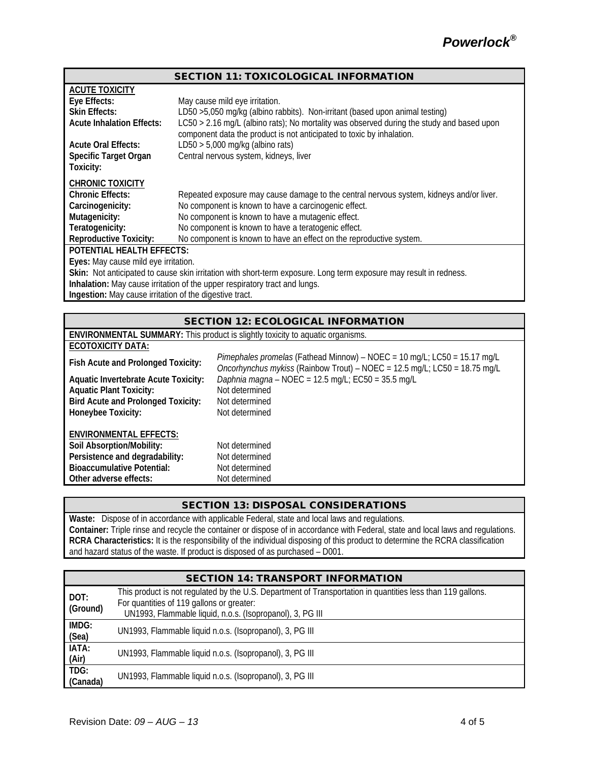## SECTION 11: TOXICOLOGICAL INFORMATION

**ACUTE TOXICITY**

| | |
|---|---|
| **Eye Effects:** | May cause mild eye irritation. |
| **Skin Effects:** | LD50 >5,050 mg/kg (albino rabbits). Non-irritant (based upon animal testing) |
| **Acute Inhalation Effects:** | LC50 > 2.16 mg/L (albino rats); No mortality was observed during the study and based upon component data the product is not anticipated to toxic by inhalation. |
| **Acute Oral Effects:** | LD50 > 5,000 mg/kg (albino rats) |
| **Specific Target Organ Toxicity:** | Central nervous system, kidneys, liver |

**CHRONIC TOXICITY**

| | |
|---|---|
| **Chronic Effects:** | Repeated exposure may cause damage to the central nervous system, kidneys and/or liver. |
| **Carcinogenicity:** | No component is known to have a carcinogenic effect. |
| **Mutagenicity:** | No component is known to have a mutagenic effect. |
| **Teratogenicity:** | No component is known to have a teratogenic effect. |
| **Reproductive Toxicity:** | No component is known to have an effect on the reproductive system. |

**POTENTIAL HEALTH EFFECTS:**

**Eyes:** May cause mild eye irritation.

**Skin:** Not anticipated to cause skin irritation with short-term exposure. Long term exposure may result in redness.

**Inhalation:** May cause irritation of the upper respiratory tract and lungs.

**Ingestion:** May cause irritation of the digestive tract.

## SECTION 12: ECOLOGICAL INFORMATION

**ENVIRONMENTAL SUMMARY:** This product is slightly toxicity to aquatic organisms.

**ECOTOXICITY DATA:**

| | |
|---|---|
| **Fish Acute and Prolonged Toxicity:** | *Pimephales promelas* (Fathead Minnow) – NOEC = 10 mg/L; LC50 = 15.17 mg/L<br>*Oncorhynchus mykiss* (Rainbow Trout) – NOEC = 12.5 mg/L; LC50 = 18.75 mg/L |
| **Aquatic Invertebrate Acute Toxicity:** | *Daphnia magna* – NOEC = 12.5 mg/L; EC50 = 35.5 mg/L |
| **Aquatic Plant Toxicity:** | Not determined |
| **Bird Acute and Prolonged Toxicity:** | Not determined |
| **Honeybee Toxicity:** | Not determined |

**ENVIRONMENTAL EFFECTS:**

| | |
|---|---|
| **Soil Absorption/Mobility:** | Not determined |
| **Persistence and degradability:** | Not determined |
| **Bioaccumulative Potential:** | Not determined |
| **Other adverse effects:** | Not determined |

## SECTION 13: DISPOSAL CONSIDERATIONS

**Waste:** Dispose of in accordance with applicable Federal, state and local laws and regulations.

**Container:** Triple rinse and recycle the container or dispose of in accordance with Federal, state and local laws and regulations.

**RCRA Characteristics:** It is the responsibility of the individual disposing of this product to determine the RCRA classification and hazard status of the waste. If product is disposed of as purchased – D001.

## SECTION 14: TRANSPORT INFORMATION

| | |
|---|---|
| **DOT: (Ground)** | This product is not regulated by the U.S. Department of Transportation in quantities less than 119 gallons.<br>For quantities of 119 gallons or greater:<br>UN1993, Flammable liquid, n.o.s. (Isopropanol), 3, PG III |
| **IMDG: (Sea)** | UN1993, Flammable liquid n.o.s. (Isopropanol), 3, PG III |
| **IATA: (Air)** | UN1993, Flammable liquid n.o.s. (Isopropanol), 3, PG III |
| **TDG: (Canada)** | UN1993, Flammable liquid n.o.s. (Isopropanol), 3, PG III |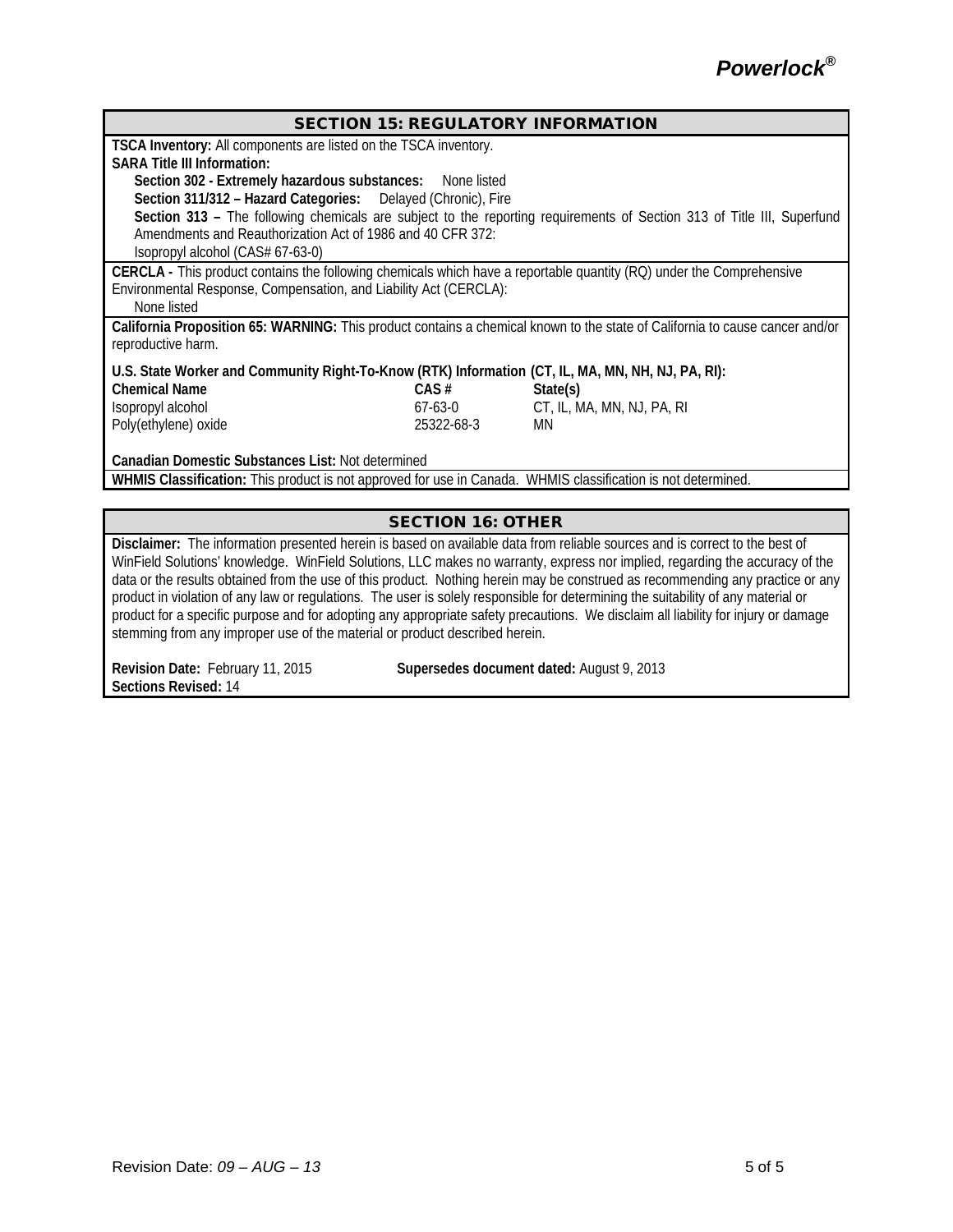## SECTION 15: REGULATORY INFORMATION

**TSCA Inventory:** All components are listed on the TSCA inventory.

**SARA Title III Information:**

**Section 302 - Extremely hazardous substances:** None listed

**Section 311/312 – Hazard Categories:** Delayed (Chronic), Fire

**Section 313 –** The following chemicals are subject to the reporting requirements of Section 313 of Title III, Superfund Amendments and Reauthorization Act of 1986 and 40 CFR 372:

Isopropyl alcohol (CAS# 67-63-0)

**CERCLA -** This product contains the following chemicals which have a reportable quantity (RQ) under the Comprehensive Environmental Response, Compensation, and Liability Act (CERCLA):

None listed

**California Proposition 65: WARNING:** This product contains a chemical known to the state of California to cause cancer and/or reproductive harm.

**U.S. State Worker and Community Right-To-Know (RTK) Information (CT, IL, MA, MN, NH, NJ, PA, RI):**

| Chemical Name | CAS # | State(s) |
|---|---|---|
| Isopropyl alcohol | 67-63-0 | CT, IL, MA, MN, NJ, PA, RI |
| Poly(ethylene) oxide | 25322-68-3 | MN |

**Canadian Domestic Substances List:** Not determined

**WHMIS Classification:** This product is not approved for use in Canada. WHMIS classification is not determined.

## SECTION 16: OTHER

**Disclaimer:** The information presented herein is based on available data from reliable sources and is correct to the best of WinField Solutions' knowledge. WinField Solutions, LLC makes no warranty, express nor implied, regarding the accuracy of the data or the results obtained from the use of this product. Nothing herein may be construed as recommending any practice or any product in violation of any law or regulations. The user is solely responsible for determining the suitability of any material or product for a specific purpose and for adopting any appropriate safety precautions. We disclaim all liability for injury or damage stemming from any improper use of the material or product described herein.

**Revision Date:** February 11, 2015 **Supersedes document dated:** August 9, 2013

**Sections Revised:** 14